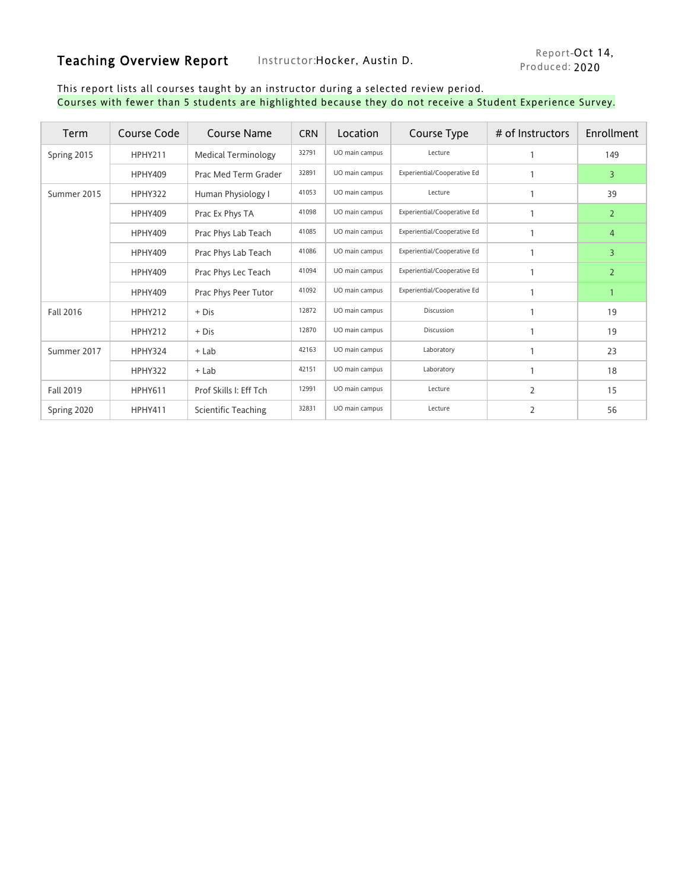# Teaching Overview Report

Instructor: Hocker, Austin D.

Report-Produced: Oct 14, 2020

This report lists all courses taught by an instructor during a selected review period.

Courses with fewer than 5 students are highlighted because they do not receive a Student Experience Survey.

| Term | Course Code | Course Name | CRN | Location | Course Type | # of Instructors | Enrollment |
|---|---|---|---|---|---|---|---|
| Spring 2015 | HPHY211 | Medical Terminology | 32791 | UO main campus | Lecture | 1 | 149 |
| | HPHY409 | Prac Med Term Grader | 32891 | UO main campus | Experiential/Cooperative Ed | 1 | 3 |
| Summer 2015 | HPHY322 | Human Physiology I | 41053 | UO main campus | Lecture | 1 | 39 |
| | HPHY409 | Prac Ex Phys TA | 41098 | UO main campus | Experiential/Cooperative Ed | 1 | 2 |
| | HPHY409 | Prac Phys Lab Teach | 41085 | UO main campus | Experiential/Cooperative Ed | 1 | 4 |
| | HPHY409 | Prac Phys Lab Teach | 41086 | UO main campus | Experiential/Cooperative Ed | 1 | 3 |
| | HPHY409 | Prac Phys Lec Teach | 41094 | UO main campus | Experiential/Cooperative Ed | 1 | 2 |
| | HPHY409 | Prac Phys Peer Tutor | 41092 | UO main campus | Experiential/Cooperative Ed | 1 | 1 |
| Fall 2016 | HPHY212 | + Dis | 12872 | UO main campus | Discussion | 1 | 19 |
| | HPHY212 | + Dis | 12870 | UO main campus | Discussion | 1 | 19 |
| Summer 2017 | HPHY324 | + Lab | 42163 | UO main campus | Laboratory | 1 | 23 |
| | HPHY322 | + Lab | 42151 | UO main campus | Laboratory | 1 | 18 |
| Fall 2019 | HPHY611 | Prof Skills I: Eff Tch | 12991 | UO main campus | Lecture | 2 | 15 |
| Spring 2020 | HPHY411 | Scientific Teaching | 32831 | UO main campus | Lecture | 2 | 56 |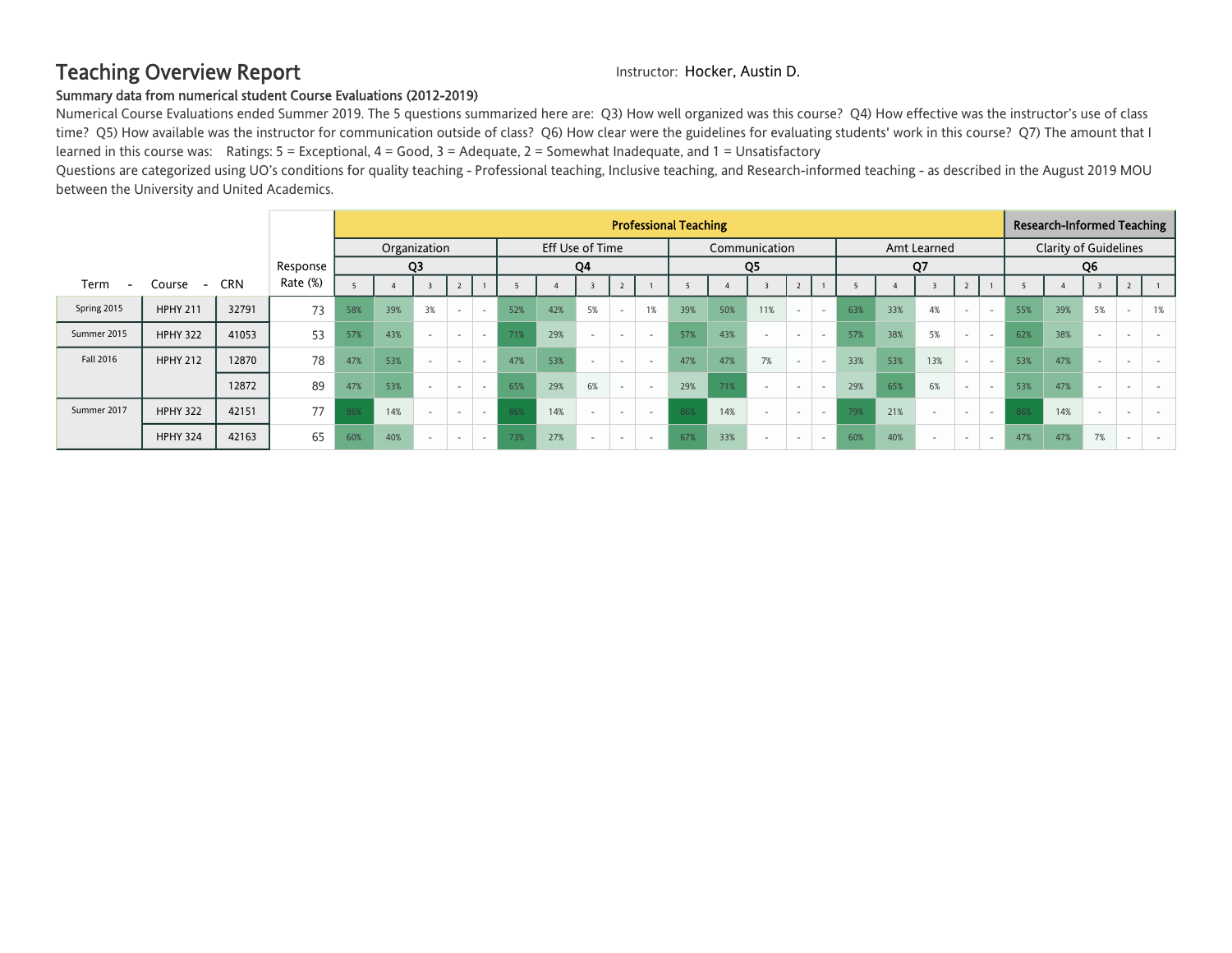# Teaching Overview Report

Instructor: Hocker, Austin D.

**Summary data from numerical student Course Evaluations (2012-2019)**

Numerical Course Evaluations ended Summer 2019. The 5 questions summarized here are: Q3) How well organized was this course? Q4) How effective was the instructor's use of class time? Q5) How available was the instructor for communication outside of class? Q6) How clear were the guidelines for evaluating students' work in this course? Q7) The amount that I learned in this course was: Ratings: 5 = Exceptional, 4 = Good, 3 = Adequate, 2 = Somewhat Inadequate, and 1 = Unsatisfactory

Questions are categorized using UO's conditions for quality teaching - Professional teaching, Inclusive teaching, and Research-informed teaching - as described in the August 2019 MOU between the University and United Academics.

| | | | | Professional Teaching | | | | | | | | | | | | | | | | | | | | Research-Informed Teaching | | | | |
|---|---|---|---|---|---|---|---|---|---|---|---|---|---|---|---|---|---|---|---|---|---|---|---|---|---|---|---|---|
| | | | | Organization | | | | | Eff Use of Time | | | | | Communication | | | | | Amt Learned | | | | | Clarity of Guidelines | | | | |
| | | | Response | Q3 | | | | | Q4 | | | | | Q5 | | | | | Q7 | | | | | Q6 | | | | |
| Term | Course | CRN | Rate (%) | 5 | 4 | 3 | 2 | 1 | 5 | 4 | 3 | 2 | 1 | 5 | 4 | 3 | 2 | 1 | 5 | 4 | 3 | 2 | 1 | 5 | 4 | 3 | 2 | 1 |
| Spring 2015 | HPHY 211 | 32791 | 73 | 58% | 39% | 3% | - | - | 52% | 42% | 5% | - | 1% | 39% | 50% | 11% | - | - | 63% | 33% | 4% | - | - | 55% | 39% | 5% | - | 1% |
| Summer 2015 | HPHY 322 | 41053 | 53 | 57% | 43% | - | - | - | 71% | 29% | - | - | - | 57% | 43% | - | - | - | 57% | 38% | 5% | - | - | 62% | 38% | - | - | - |
| Fall 2016 | HPHY 212 | 12870 | 78 | 47% | 53% | - | - | - | 47% | 53% | - | - | - | 47% | 47% | 7% | - | - | 33% | 53% | 13% | - | - | 53% | 47% | - | - | - |
| | | 12872 | 89 | 47% | 53% | - | - | - | 65% | 29% | 6% | - | - | 29% | 71% | - | - | - | 29% | 65% | 6% | - | - | 53% | 47% | - | - | - |
| Summer 2017 | HPHY 322 | 42151 | 77 | 86% | 14% | - | - | - | 86% | 14% | - | - | - | 86% | 14% | - | - | - | 79% | 21% | - | - | - | 86% | 14% | - | - | - |
| | HPHY 324 | 42163 | 65 | 60% | 40% | - | - | - | 73% | 27% | - | - | - | 67% | 33% | - | - | - | 60% | 40% | - | - | - | 47% | 47% | 7% | - | - |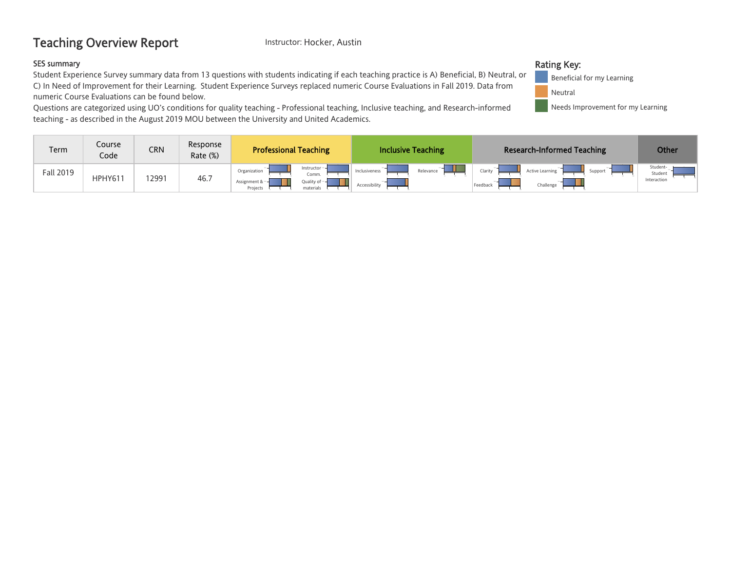# Teaching Overview Report

Instructor: Hocker, Austin

### SES summary

Student Experience Survey summary data from 13 questions with students indicating if each teaching practice is A) Beneficial, B) Neutral, or C) In Need of Improvement for their Learning. Student Experience Surveys replaced numeric Course Evaluations in Fall 2019. Data from numeric Course Evaluations can be found below.

Questions are categorized using UO's conditions for quality teaching - Professional teaching, Inclusive teaching, and Research-informed teaching - as described in the August 2019 MOU between the University and United Academics.

### Rating Key:

- Beneficial for my Learning
- Neutral
- Needs Improvement for my Learning

| Term | Course Code | CRN | Response Rate (%) | Professional Teaching | Inclusive Teaching | Research-Informed Teaching | Other |
|---|---|---|---|---|---|---|---|
| Fall 2019 | HPHY611 | 12991 | 46.7 | Organization, Instructor Comm., Assignment & Projects, Quality of materials | Inclusiveness, Relevance, Accessibility | Clarity, Active Learning, Support, Feedback, Challenge | Student-Student Interaction |